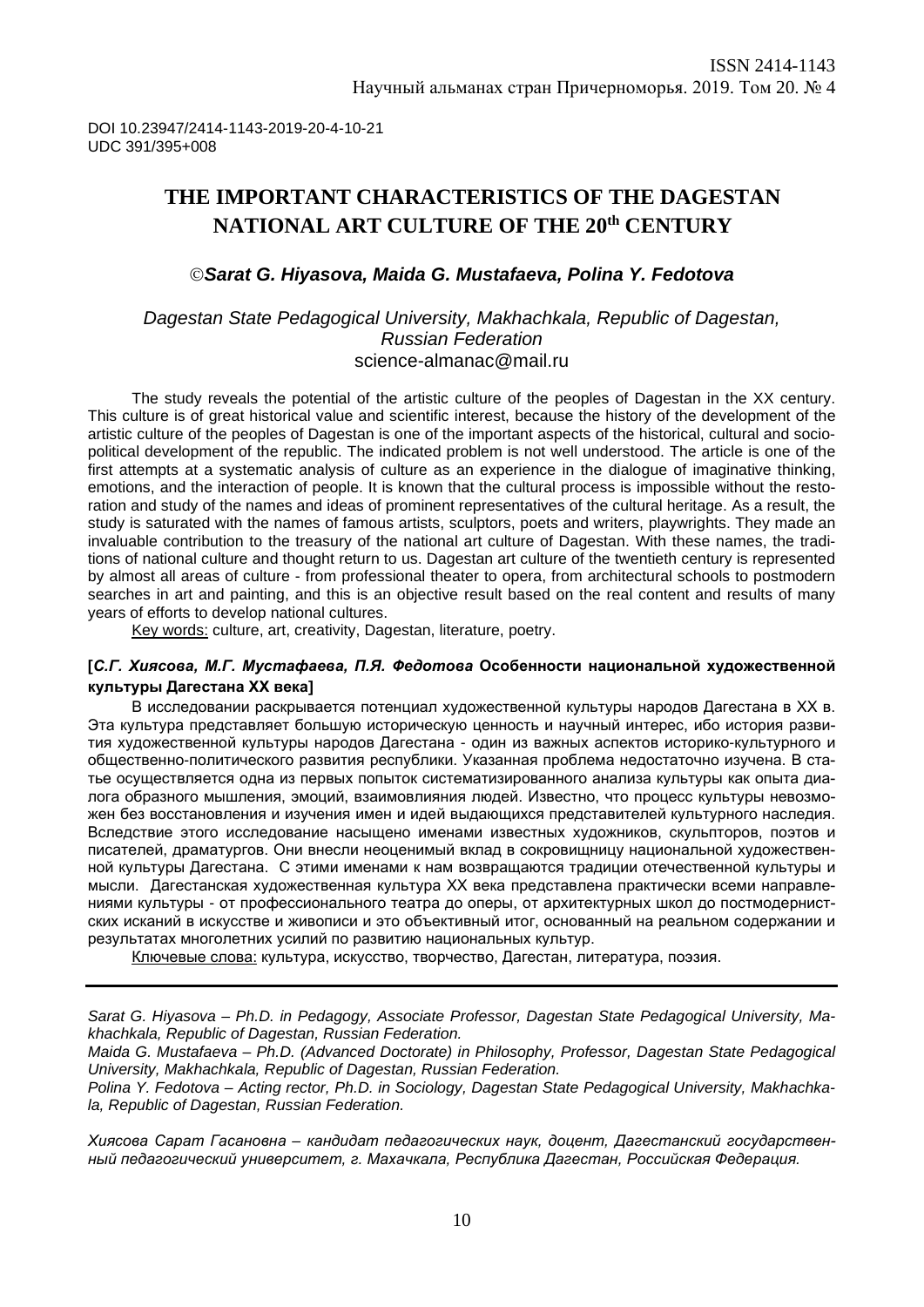DOI 10.23947/2414-1143-2019-20-4-10-21
UDC 391/395+008

# THE IMPORTANT CHARACTERISTICS OF THE DAGESTAN NATIONAL ART CULTURE OF THE 20th CENTURY

©***Sarat G. Hiyasova, Maida G. Mustafaeva, Polina Y. Fedotova***

*Dagestan State Pedagogical University, Makhachkala, Republic of Dagestan, Russian Federation*
science-almanac@mail.ru

The study reveals the potential of the artistic culture of the peoples of Dagestan in the XX century. This culture is of great historical value and scientific interest, because the history of the development of the artistic culture of the peoples of Dagestan is one of the important aspects of the historical, cultural and socio-political development of the republic. The indicated problem is not well understood. The article is one of the first attempts at a systematic analysis of culture as an experience in the dialogue of imaginative thinking, emotions, and the interaction of people. It is known that the cultural process is impossible without the restoration and study of the names and ideas of prominent representatives of the cultural heritage. As a result, the study is saturated with the names of famous artists, sculptors, poets and writers, playwrights. They made an invaluable contribution to the treasury of the national art culture of Dagestan. With these names, the traditions of national culture and thought return to us. Dagestan art culture of the twentieth century is represented by almost all areas of culture - from professional theater to opera, from architectural schools to postmodern searches in art and painting, and this is an objective result based on the real content and results of many years of efforts to develop national cultures.

Key words: culture, art, creativity, Dagestan, literature, poetry.

**[*С.Г. Хиясова, М.Г. Мустафаева, П.Я. Федотова* Особенности национальной художественной культуры Дагестана XX века]**

В исследовании раскрывается потенциал художественной культуры народов Дагестана в XX в. Эта культура представляет большую историческую ценность и научный интерес, ибо история развития художественной культуры народов Дагестана - один из важных аспектов историко-культурного и общественно-политического развития республики. Указанная проблема недостаточно изучена. В статье осуществляется одна из первых попыток систематизированного анализа культуры как опыта диалога образного мышления, эмоций, взаимовлияния людей. Известно, что процесс культуры невозможен без восстановления и изучения имен и идей выдающихся представителей культурного наследия. Вследствие этого исследование насыщено именами известных художников, скульпторов, поэтов и писателей, драматургов. Они внесли неоценимый вклад в сокровищницу национальной художественной культуры Дагестана. С этими именами к нам возвращаются традиции отечественной культуры и мысли. Дагестанская художественная культура XX века представлена практически всеми направлениями культуры - от профессионального театра до оперы, от архитектурных школ до постмодернистских исканий в искусстве и живописи и это объективный итог, основанный на реальном содержании и результатах многолетних усилий по развитию национальных культур.

Ключевые слова: культура, искусство, творчество, Дагестан, литература, поэзия.

---

*Sarat G. Hiyasova – Ph.D. in Pedagogy, Associate Professor, Dagestan State Pedagogical University, Makhachkala, Republic of Dagestan, Russian Federation.*

*Maida G. Mustafaeva – Ph.D. (Advanced Doctorate) in Philosophy, Professor, Dagestan State Pedagogical University, Makhachkala, Republic of Dagestan, Russian Federation.*

*Polina Y. Fedotova – Acting rector, Ph.D. in Sociology, Dagestan State Pedagogical University, Makhachkala, Republic of Dagestan, Russian Federation.*

*Хиясова Сарат Гасановна – кандидат педагогических наук, доцент, Дагестанский государственный педагогический университет, г. Махачкала, Республика Дагестан, Российская Федерация.*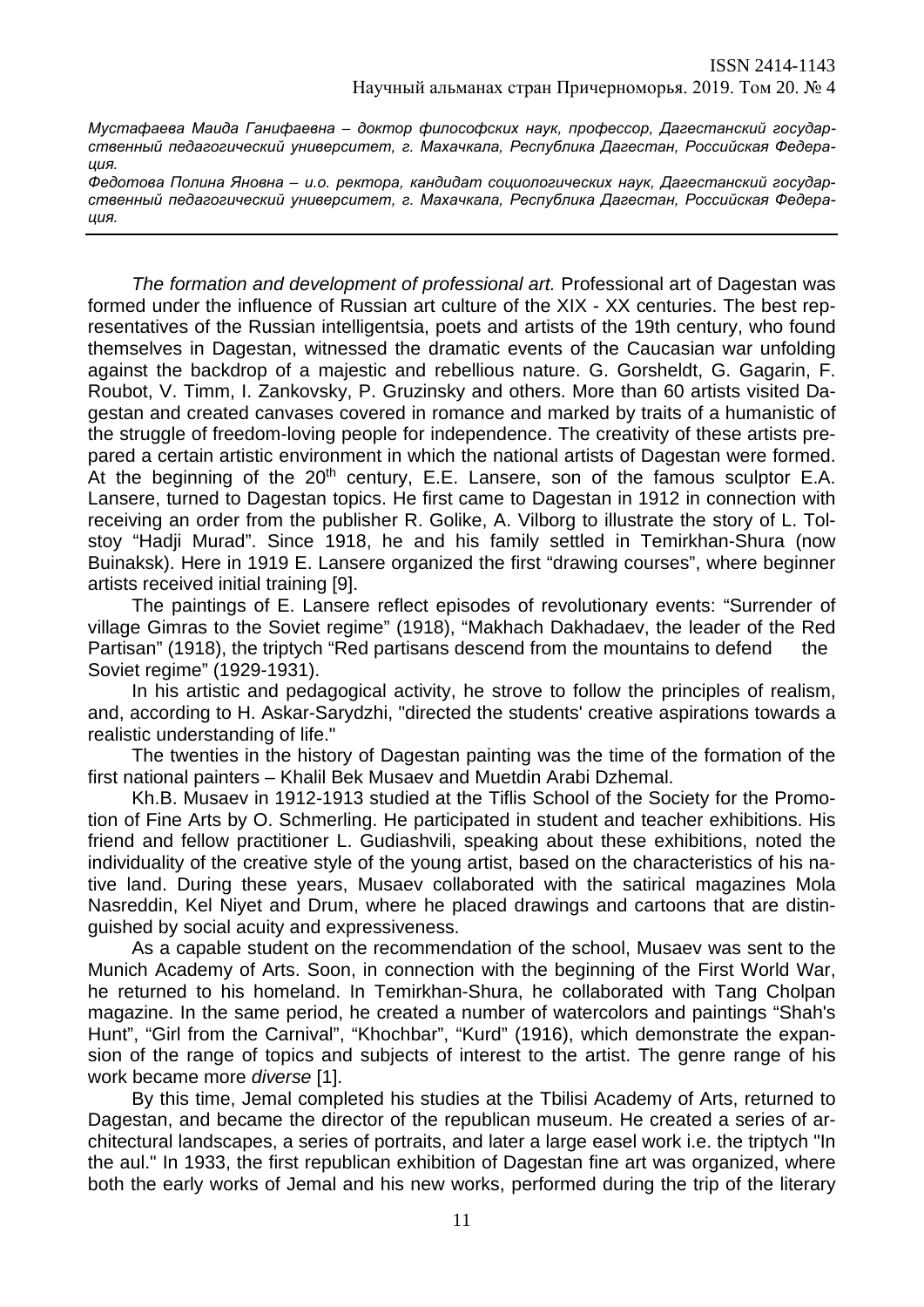*Мустафаева Маида Ганифаевна – доктор философских наук, профессор, Дагестанский государственный педагогический университет, г. Махачкала, Республика Дагестан, Российская Федерация.*

*Федотова Полина Яновна – и.о. ректора, кандидат социологических наук, Дагестанский государственный педагогический университет, г. Махачкала, Республика Дагестан, Российская Федерация.*

---

*The formation and development of professional art.* Professional art of Dagestan was formed under the influence of Russian art culture of the XIX - XX centuries. The best representatives of the Russian intelligentsia, poets and artists of the 19th century, who found themselves in Dagestan, witnessed the dramatic events of the Caucasian war unfolding against the backdrop of a majestic and rebellious nature. G. Gorsheldt, G. Gagarin, F. Roubot, V. Timm, I. Zankovsky, P. Gruzinsky and others. More than 60 artists visited Dagestan and created canvases covered in romance and marked by traits of a humanistic of the struggle of freedom-loving people for independence. The creativity of these artists prepared a certain artistic environment in which the national artists of Dagestan were formed. At the beginning of the 20th century, E.E. Lansere, son of the famous sculptor E.A. Lansere, turned to Dagestan topics. He first came to Dagestan in 1912 in connection with receiving an order from the publisher R. Golike, A. Vilborg to illustrate the story of L. Tolstoy "Hadji Murad". Since 1918, he and his family settled in Temirkhan-Shura (now Buinaksk). Here in 1919 E. Lansere organized the first "drawing courses", where beginner artists received initial training [9].

The paintings of E. Lansere reflect episodes of revolutionary events: "Surrender of village Gimras to the Soviet regime" (1918), "Makhach Dakhadaev, the leader of the Red Partisan" (1918), the triptych "Red partisans descend from the mountains to defend the Soviet regime" (1929-1931).

In his artistic and pedagogical activity, he strove to follow the principles of realism, and, according to H. Askar-Sarydzhi, "directed the students' creative aspirations towards a realistic understanding of life."

The twenties in the history of Dagestan painting was the time of the formation of the first national painters – Khalil Bek Musaev and Muetdin Arabi Dzhemal.

Kh.B. Musaev in 1912-1913 studied at the Tiflis School of the Society for the Promotion of Fine Arts by O. Schmerling. He participated in student and teacher exhibitions. His friend and fellow practitioner L. Gudiashvili, speaking about these exhibitions, noted the individuality of the creative style of the young artist, based on the characteristics of his native land. During these years, Musaev collaborated with the satirical magazines Mola Nasreddin, Kel Niyet and Drum, where he placed drawings and cartoons that are distinguished by social acuity and expressiveness.

As a capable student on the recommendation of the school, Musaev was sent to the Munich Academy of Arts. Soon, in connection with the beginning of the First World War, he returned to his homeland. In Temirkhan-Shura, he collaborated with Tang Cholpan magazine. In the same period, he created a number of watercolors and paintings "Shah's Hunt", "Girl from the Carnival", "Khochbar", "Kurd" (1916), which demonstrate the expansion of the range of topics and subjects of interest to the artist. The genre range of his work became more *diverse* [1].

By this time, Jemal completed his studies at the Tbilisi Academy of Arts, returned to Dagestan, and became the director of the republican museum. He created a series of architectural landscapes, a series of portraits, and later a large easel work i.e. the triptych "In the aul." In 1933, the first republican exhibition of Dagestan fine art was organized, where both the early works of Jemal and his new works, performed during the trip of the literary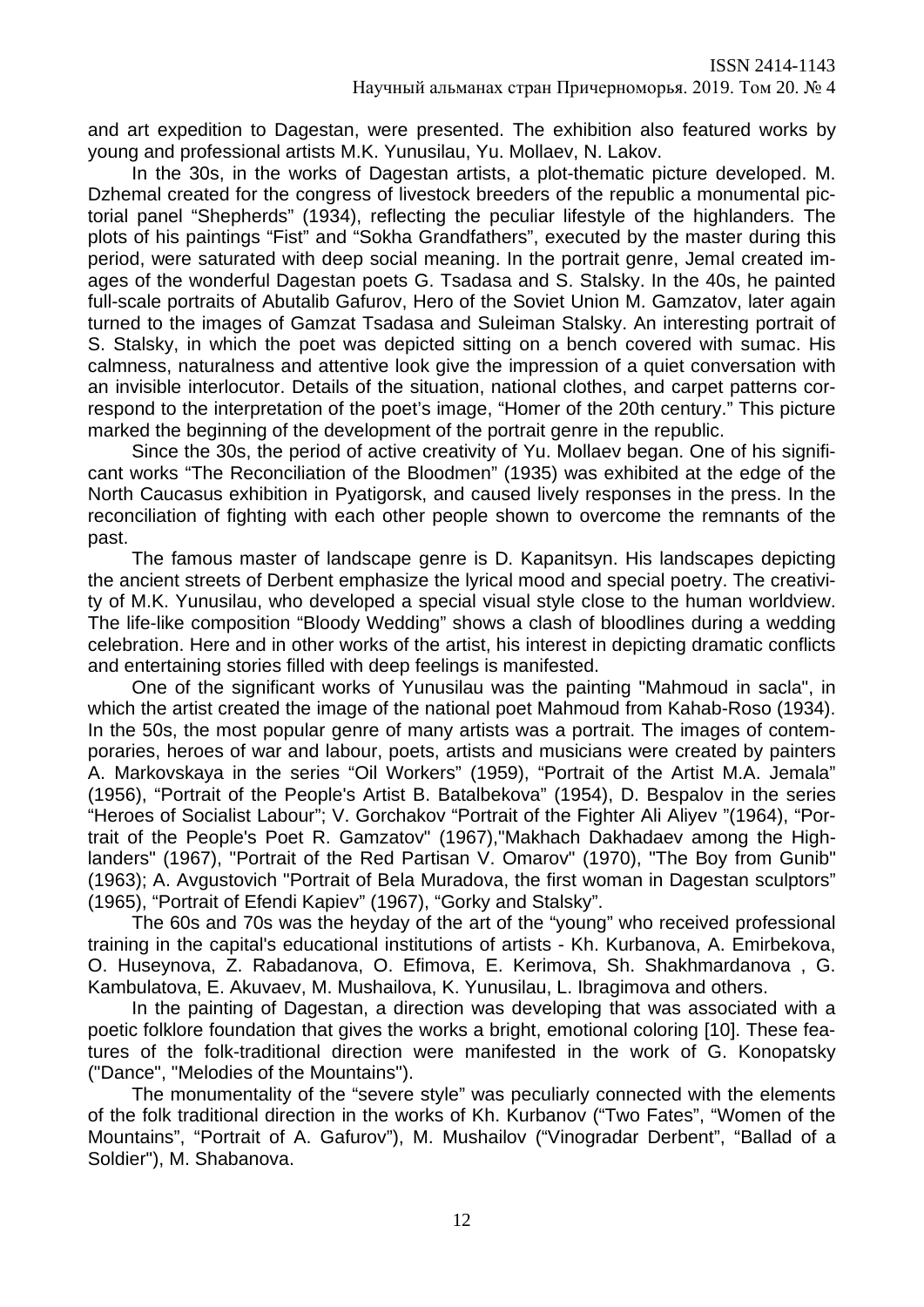and art expedition to Dagestan, were presented. The exhibition also featured works by young and professional artists M.K. Yunusilau, Yu. Mollaev, N. Lakov.

In the 30s, in the works of Dagestan artists, a plot-thematic picture developed. M. Dzhemal created for the congress of livestock breeders of the republic a monumental pictorial panel "Shepherds" (1934), reflecting the peculiar lifestyle of the highlanders. The plots of his paintings "Fist" and "Sokha Grandfathers", executed by the master during this period, were saturated with deep social meaning. In the portrait genre, Jemal created images of the wonderful Dagestan poets G. Tsadasa and S. Stalsky. In the 40s, he painted full-scale portraits of Abutalib Gafurov, Hero of the Soviet Union M. Gamzatov, later again turned to the images of Gamzat Tsadasa and Suleiman Stalsky. An interesting portrait of S. Stalsky, in which the poet was depicted sitting on a bench covered with sumac. His calmness, naturalness and attentive look give the impression of a quiet conversation with an invisible interlocutor. Details of the situation, national clothes, and carpet patterns correspond to the interpretation of the poet's image, "Homer of the 20th century." This picture marked the beginning of the development of the portrait genre in the republic.

Since the 30s, the period of active creativity of Yu. Mollaev began. One of his significant works "The Reconciliation of the Bloodmen" (1935) was exhibited at the edge of the North Caucasus exhibition in Pyatigorsk, and caused lively responses in the press. In the reconciliation of fighting with each other people shown to overcome the remnants of the past.

The famous master of landscape genre is D. Kapanitsyn. His landscapes depicting the ancient streets of Derbent emphasize the lyrical mood and special poetry. The creativity of M.K. Yunusilau, who developed a special visual style close to the human worldview. The life-like composition "Bloody Wedding" shows a clash of bloodlines during a wedding celebration. Here and in other works of the artist, his interest in depicting dramatic conflicts and entertaining stories filled with deep feelings is manifested.

One of the significant works of Yunusilau was the painting "Mahmoud in sacla", in which the artist created the image of the national poet Mahmoud from Kahab-Roso (1934). In the 50s, the most popular genre of many artists was a portrait. The images of contemporaries, heroes of war and labour, poets, artists and musicians were created by painters A. Markovskaya in the series "Oil Workers" (1959), "Portrait of the Artist M.A. Jemala" (1956), "Portrait of the People's Artist B. Batalbekova" (1954), D. Bespalov in the series "Heroes of Socialist Labour"; V. Gorchakov "Portrait of the Fighter Ali Aliyev "(1964), "Portrait of the People's Poet R. Gamzatov" (1967),"Makhach Dakhadaev among the Highlanders" (1967), "Portrait of the Red Partisan V. Omarov" (1970), "The Boy from Gunib" (1963); A. Avgustovich "Portrait of Bela Muradova, the first woman in Dagestan sculptors" (1965), "Portrait of Efendi Kapiev" (1967), "Gorky and Stalsky".

The 60s and 70s was the heyday of the art of the "young" who received professional training in the capital's educational institutions of artists - Kh. Kurbanova, A. Emirbekova, O. Huseynova, Z. Rabadanova, O. Efimova, E. Kerimova, Sh. Shakhmardanova , G. Kambulatova, E. Akuvaev, M. Mushailova, K. Yunusilau, L. Ibragimova and others.

In the painting of Dagestan, a direction was developing that was associated with a poetic folklore foundation that gives the works a bright, emotional coloring [10]. These features of the folk-traditional direction were manifested in the work of G. Konopatsky ("Dance", "Melodies of the Mountains").

The monumentality of the "severe style" was peculiarly connected with the elements of the folk traditional direction in the works of Kh. Kurbanov ("Two Fates", "Women of the Mountains", "Portrait of A. Gafurov"), M. Mushailov ("Vinogradar Derbent", "Ballad of a Soldier"), M. Shabanova.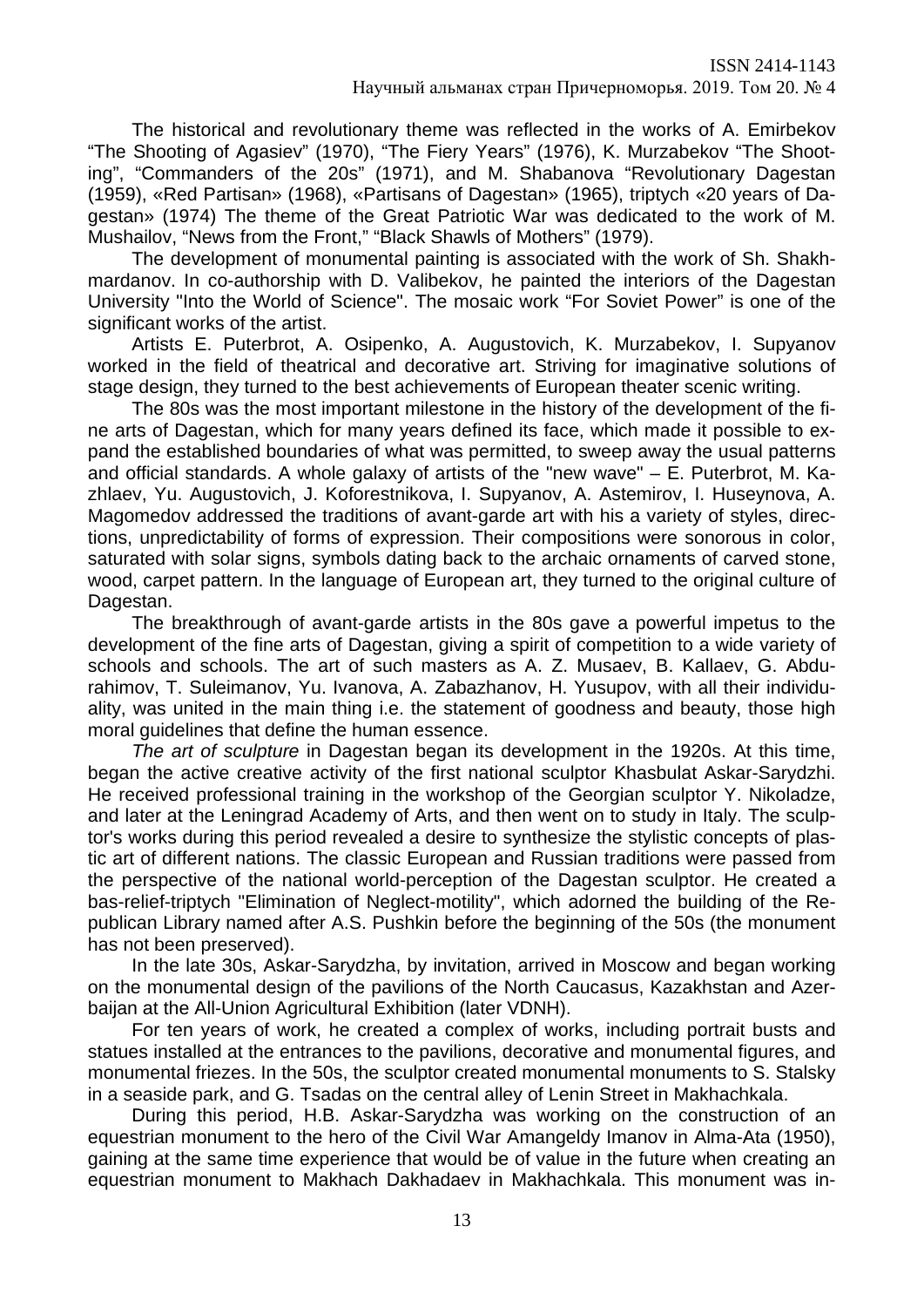The historical and revolutionary theme was reflected in the works of A. Emirbekov "The Shooting of Agasiev" (1970), "The Fiery Years" (1976), K. Murzabekov "The Shooting", "Commanders of the 20s" (1971), and M. Shabanova "Revolutionary Dagestan (1959), «Red Partisan» (1968), «Partisans of Dagestan» (1965), triptych «20 years of Dagestan» (1974) The theme of the Great Patriotic War was dedicated to the work of M. Mushailov, "News from the Front," "Black Shawls of Mothers" (1979).

The development of monumental painting is associated with the work of Sh. Shakhmardanov. In co-authorship with D. Valibekov, he painted the interiors of the Dagestan University "Into the World of Science". The mosaic work "For Soviet Power" is one of the significant works of the artist.

Artists E. Puterbrot, A. Osipenko, A. Augustovich, K. Murzabekov, I. Supyanov worked in the field of theatrical and decorative art. Striving for imaginative solutions of stage design, they turned to the best achievements of European theater scenic writing.

The 80s was the most important milestone in the history of the development of the fine arts of Dagestan, which for many years defined its face, which made it possible to expand the established boundaries of what was permitted, to sweep away the usual patterns and official standards. A whole galaxy of artists of the "new wave" – E. Puterbrot, M. Kazhlaev, Yu. Augustovich, J. Koforestnikova, I. Supyanov, A. Astemirov, I. Huseynova, A. Magomedov addressed the traditions of avant-garde art with his a variety of styles, directions, unpredictability of forms of expression. Their compositions were sonorous in color, saturated with solar signs, symbols dating back to the archaic ornaments of carved stone, wood, carpet pattern. In the language of European art, they turned to the original culture of Dagestan.

The breakthrough of avant-garde artists in the 80s gave a powerful impetus to the development of the fine arts of Dagestan, giving a spirit of competition to a wide variety of schools and schools. The art of such masters as A. Z. Musaev, B. Kallaev, G. Abdurahimov, T. Suleimanov, Yu. Ivanova, A. Zabazhanov, H. Yusupov, with all their individuality, was united in the main thing i.e. the statement of goodness and beauty, those high moral guidelines that define the human essence.

*The art of sculpture* in Dagestan began its development in the 1920s. At this time, began the active creative activity of the first national sculptor Khasbulat Askar-Sarydzhi. He received professional training in the workshop of the Georgian sculptor Y. Nikoladze, and later at the Leningrad Academy of Arts, and then went on to study in Italy. The sculptor's works during this period revealed a desire to synthesize the stylistic concepts of plastic art of different nations. The classic European and Russian traditions were passed from the perspective of the national world-perception of the Dagestan sculptor. He created a bas-relief-triptych "Elimination of Neglect-motility", which adorned the building of the Republican Library named after A.S. Pushkin before the beginning of the 50s (the monument has not been preserved).

In the late 30s, Askar-Sarydzha, by invitation, arrived in Moscow and began working on the monumental design of the pavilions of the North Caucasus, Kazakhstan and Azerbaijan at the All-Union Agricultural Exhibition (later VDNH).

For ten years of work, he created a complex of works, including portrait busts and statues installed at the entrances to the pavilions, decorative and monumental figures, and monumental friezes. In the 50s, the sculptor created monumental monuments to S. Stalsky in a seaside park, and G. Tsadas on the central alley of Lenin Street in Makhachkala.

During this period, H.B. Askar-Sarydzha was working on the construction of an equestrian monument to the hero of the Civil War Amangeldy Imanov in Alma-Ata (1950), gaining at the same time experience that would be of value in the future when creating an equestrian monument to Makhach Dakhadaev in Makhachkala. This monument was in-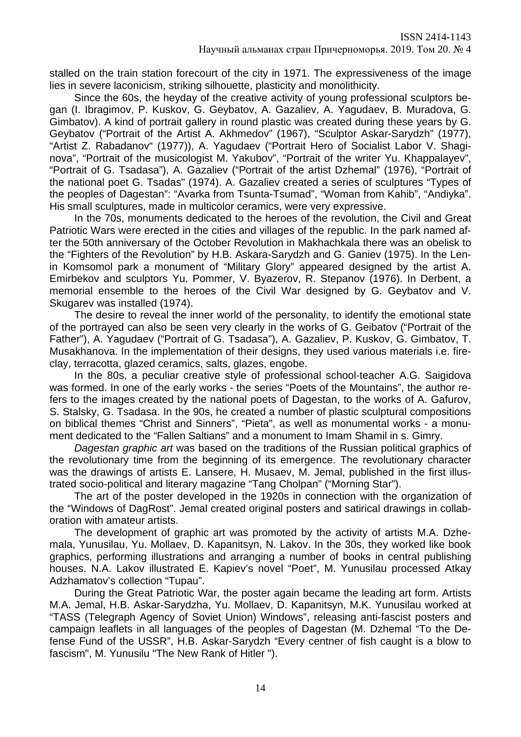stalled on the train station forecourt of the city in 1971. The expressiveness of the image lies in severe laconicism, striking silhouette, plasticity and monolithicity.

Since the 60s, the heyday of the creative activity of young professional sculptors began (I. Ibragimov, P. Kuskov, G. Geybatov, A. Gazaliev, A. Yagudaev, B. Muradova, G. Gimbatov). A kind of portrait gallery in round plastic was created during these years by G. Geybatov ("Portrait of the Artist A. Akhmedov" (1967), "Sculptor Askar-Sarydzh" (1977), "Artist Z. Rabadanov" (1977)), A. Yagudaev ("Portrait Hero of Socialist Labor V. Shaginova", "Portrait of the musicologist M. Yakubov", "Portrait of the writer Yu. Khappalayev", "Portrait of G. Tsadasa"), A. Gazaliev ("Portrait of the artist Dzhemal" (1976), "Portrait of the national poet G. Tsadas" (1974). A. Gazaliev created a series of sculptures "Types of the peoples of Dagestan": "Avarka from Tsunta-Tsumad", "Woman from Kahib", "Andiyka". His small sculptures, made in multicolor ceramics, were very expressive.

In the 70s, monuments dedicated to the heroes of the revolution, the Civil and Great Patriotic Wars were erected in the cities and villages of the republic. In the park named after the 50th anniversary of the October Revolution in Makhachkala there was an obelisk to the "Fighters of the Revolution" by H.B. Askara-Sarydzh and G. Ganiev (1975). In the Lenin Komsomol park a monument of "Military Glory" appeared designed by the artist A. Emirbekov and sculptors Yu. Pommer, V. Byazerov, R. Stepanov (1976). In Derbent, a memorial ensemble to the heroes of the Civil War designed by G. Geybatov and V. Skugarev was installed (1974).

The desire to reveal the inner world of the personality, to identify the emotional state of the portrayed can also be seen very clearly in the works of G. Geibatov ("Portrait of the Father"), A. Yagudaev ("Portrait of G. Tsadasa"), A. Gazaliev, P. Kuskov, G. Gimbatov, T. Musakhanova. In the implementation of their designs, they used various materials i.e. fireclay, terracotta, glazed ceramics, salts, glazes, engobe.

In the 80s, a peculiar creative style of professional school-teacher A.G. Saigidova was formed. In one of the early works - the series "Poets of the Mountains", the author refers to the images created by the national poets of Dagestan, to the works of A. Gafurov, S. Stalsky, G. Tsadasa. In the 90s, he created a number of plastic sculptural compositions on biblical themes "Christ and Sinners", "Pieta", as well as monumental works - a monument dedicated to the "Fallen Saltians" and a monument to Imam Shamil in s. Gimry.

*Dagestan graphic art* was based on the traditions of the Russian political graphics of the revolutionary time from the beginning of its emergence. The revolutionary character was the drawings of artists E. Lansere, H. Musaev, M. Jemal, published in the first illustrated socio-political and literary magazine "Tang Cholpan" ("Morning Star").

The art of the poster developed in the 1920s in connection with the organization of the "Windows of DagRost". Jemal created original posters and satirical drawings in collaboration with amateur artists.

The development of graphic art was promoted by the activity of artists M.A. Dzhemala, Yunusilau, Yu. Mollaev, D. Kapanitsyn, N. Lakov. In the 30s, they worked like book graphics, performing illustrations and arranging a number of books in central publishing houses. N.A. Lakov illustrated E. Kapiev's novel "Poet", M. Yunusilau processed Atkay Adzhamatov's collection "Tupau".

During the Great Patriotic War, the poster again became the leading art form. Artists M.A. Jemal, H.B. Askar-Sarydzha, Yu. Mollaev, D. Kapanitsyn, M.K. Yunusilau worked at "TASS (Telegraph Agency of Soviet Union) Windows", releasing anti-fascist posters and campaign leaflets in all languages of the peoples of Dagestan (M. Dzhemal "To the Defense Fund of the USSR", H.B. Askar-Sarydzh "Every centner of fish caught is a blow to fascism", M. Yunusilu "The New Rank of Hitler ").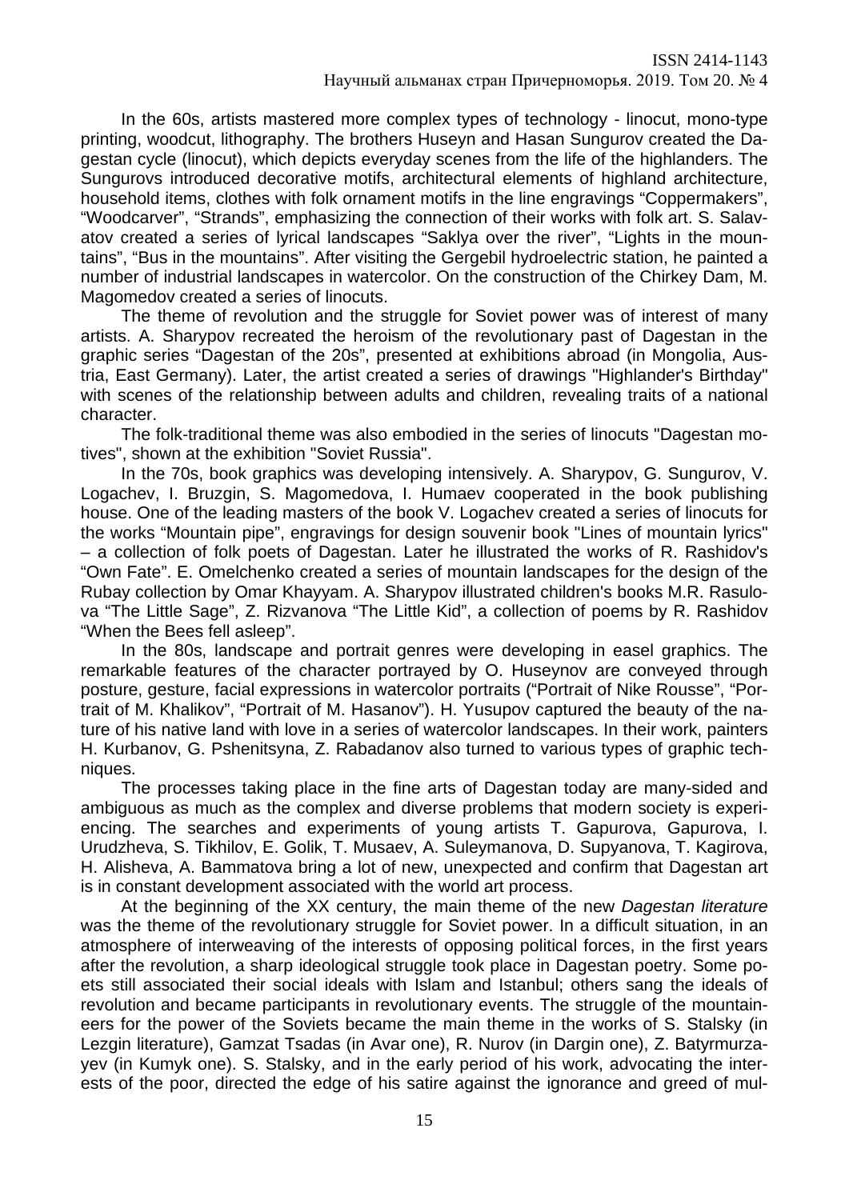In the 60s, artists mastered more complex types of technology - linocut, mono-type printing, woodcut, lithography. The brothers Huseyn and Hasan Sungurov created the Dagestan cycle (linocut), which depicts everyday scenes from the life of the highlanders. The Sungurovs introduced decorative motifs, architectural elements of highland architecture, household items, clothes with folk ornament motifs in the line engravings "Coppermakers", "Woodcarver", "Strands", emphasizing the connection of their works with folk art. S. Salavatov created a series of lyrical landscapes "Saklya over the river", "Lights in the mountains", "Bus in the mountains". After visiting the Gergebil hydroelectric station, he painted a number of industrial landscapes in watercolor. On the construction of the Chirkey Dam, M. Magomedov created a series of linocuts.

The theme of revolution and the struggle for Soviet power was of interest of many artists. A. Sharypov recreated the heroism of the revolutionary past of Dagestan in the graphic series "Dagestan of the 20s", presented at exhibitions abroad (in Mongolia, Austria, East Germany). Later, the artist created a series of drawings "Highlander's Birthday" with scenes of the relationship between adults and children, revealing traits of a national character.

The folk-traditional theme was also embodied in the series of linocuts "Dagestan motives", shown at the exhibition "Soviet Russia".

In the 70s, book graphics was developing intensively. A. Sharypov, G. Sungurov, V. Logachev, I. Bruzgin, S. Magomedova, I. Humaev cooperated in the book publishing house. One of the leading masters of the book V. Logachev created a series of linocuts for the works "Mountain pipe", engravings for design souvenir book "Lines of mountain lyrics" – a collection of folk poets of Dagestan. Later he illustrated the works of R. Rashidov's "Own Fate". E. Omelchenko created a series of mountain landscapes for the design of the Rubay collection by Omar Khayyam. A. Sharypov illustrated children's books M.R. Rasulova "The Little Sage", Z. Rizvanova "The Little Kid", a collection of poems by R. Rashidov "When the Bees fell asleep".

In the 80s, landscape and portrait genres were developing in easel graphics. The remarkable features of the character portrayed by O. Huseynov are conveyed through posture, gesture, facial expressions in watercolor portraits ("Portrait of Nike Rousse", "Portrait of M. Khalikov", "Portrait of M. Hasanov"). H. Yusupov captured the beauty of the nature of his native land with love in a series of watercolor landscapes. In their work, painters H. Kurbanov, G. Pshenitsyna, Z. Rabadanov also turned to various types of graphic techniques.

The processes taking place in the fine arts of Dagestan today are many-sided and ambiguous as much as the complex and diverse problems that modern society is experiencing. The searches and experiments of young artists T. Gapurova, Gapurova, I. Urudzheva, S. Tikhilov, E. Golik, T. Musaev, A. Suleymanova, D. Supyanova, T. Kagirova, H. Alisheva, A. Bammatova bring a lot of new, unexpected and confirm that Dagestan art is in constant development associated with the world art process.

At the beginning of the XX century, the main theme of the new *Dagestan literature* was the theme of the revolutionary struggle for Soviet power. In a difficult situation, in an atmosphere of interweaving of the interests of opposing political forces, in the first years after the revolution, a sharp ideological struggle took place in Dagestan poetry. Some poets still associated their social ideals with Islam and Istanbul; others sang the ideals of revolution and became participants in revolutionary events. The struggle of the mountaineers for the power of the Soviets became the main theme in the works of S. Stalsky (in Lezgin literature), Gamzat Tsadas (in Avar one), R. Nurov (in Dargin one), Z. Batyrmurzayev (in Kumyk one). S. Stalsky, and in the early period of his work, advocating the interests of the poor, directed the edge of his satire against the ignorance and greed of mul-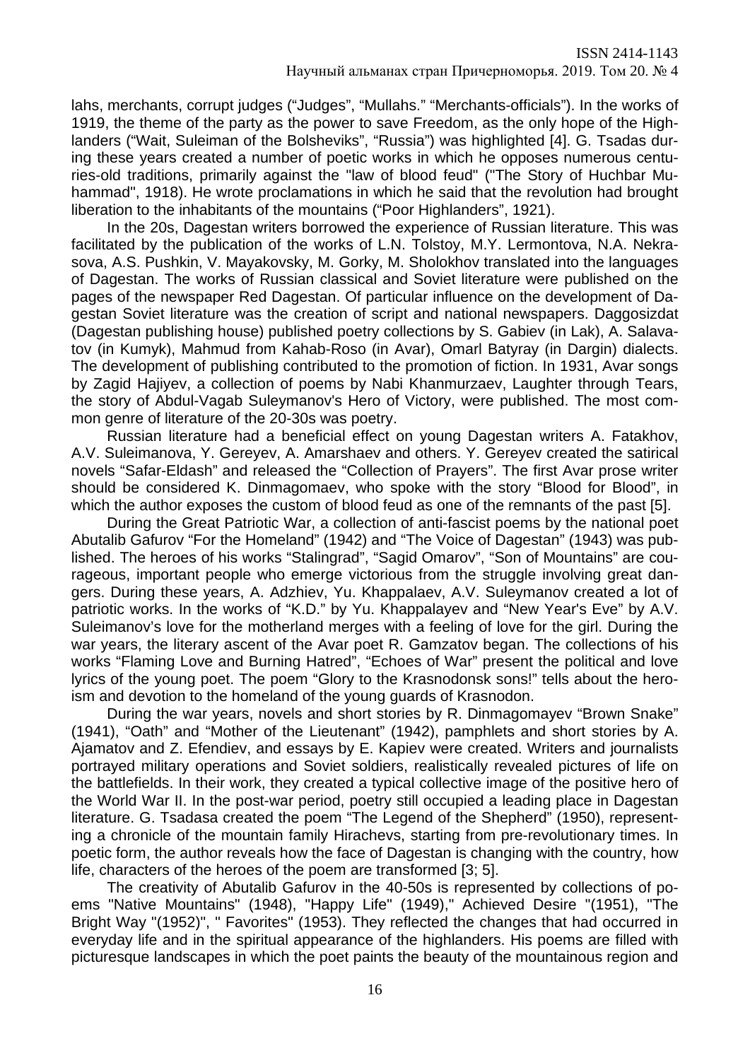lahs, merchants, corrupt judges (“Judges”, “Mullahs.” “Merchants-officials”). In the works of 1919, the theme of the party as the power to save Freedom, as the only hope of the Highlanders (“Wait, Suleiman of the Bolsheviks”, “Russia”) was highlighted [4]. G. Tsadas during these years created a number of poetic works in which he opposes numerous centuries-old traditions, primarily against the "law of blood feud" ("The Story of Huchbar Muhammad", 1918). He wrote proclamations in which he said that the revolution had brought liberation to the inhabitants of the mountains (“Poor Highlanders”, 1921).

In the 20s, Dagestan writers borrowed the experience of Russian literature. This was facilitated by the publication of the works of L.N. Tolstoy, M.Y. Lermontova, N.A. Nekrasova, A.S. Pushkin, V. Mayakovsky, M. Gorky, M. Sholokhov translated into the languages of Dagestan. The works of Russian classical and Soviet literature were published on the pages of the newspaper Red Dagestan. Of particular influence on the development of Dagestan Soviet literature was the creation of script and national newspapers. Daggosizdat (Dagestan publishing house) published poetry collections by S. Gabiev (in Lak), A. Salavatov (in Kumyk), Mahmud from Kahab-Roso (in Avar), Omarl Batyray (in Dargin) dialects. The development of publishing contributed to the promotion of fiction. In 1931, Avar songs by Zagid Hajiyev, a collection of poems by Nabi Khanmurzaev, Laughter through Tears, the story of Abdul-Vagab Suleymanov's Hero of Victory, were published. The most common genre of literature of the 20-30s was poetry.

Russian literature had a beneficial effect on young Dagestan writers A. Fatakhov, A.V. Suleimanova, Y. Gereyev, A. Amarshaev and others. Y. Gereyev created the satirical novels “Safar-Eldash” and released the “Collection of Prayers”. The first Avar prose writer should be considered K. Dinmagomaev, who spoke with the story “Blood for Blood”, in which the author exposes the custom of blood feud as one of the remnants of the past [5].

During the Great Patriotic War, a collection of anti-fascist poems by the national poet Abutalib Gafurov “For the Homeland” (1942) and “The Voice of Dagestan” (1943) was published. The heroes of his works “Stalingrad”, “Sagid Omarov”, “Son of Mountains” are courageous, important people who emerge victorious from the struggle involving great dangers. During these years, A. Adzhiev, Yu. Khappalaev, A.V. Suleymanov created a lot of patriotic works. In the works of “K.D.” by Yu. Khappalayev and “New Year's Eve” by A.V. Suleimanov’s love for the motherland merges with a feeling of love for the girl. During the war years, the literary ascent of the Avar poet R. Gamzatov began. The collections of his works “Flaming Love and Burning Hatred”, “Echoes of War” present the political and love lyrics of the young poet. The poem “Glory to the Krasnodonsk sons!” tells about the heroism and devotion to the homeland of the young guards of Krasnodon.

During the war years, novels and short stories by R. Dinmagomayev “Brown Snake” (1941), “Oath” and “Mother of the Lieutenant” (1942), pamphlets and short stories by A. Ajamatov and Z. Efendiev, and essays by E. Kapiev were created. Writers and journalists portrayed military operations and Soviet soldiers, realistically revealed pictures of life on the battlefields. In their work, they created a typical collective image of the positive hero of the World War II. In the post-war period, poetry still occupied a leading place in Dagestan literature. G. Tsadasa created the poem “The Legend of the Shepherd” (1950), representing a chronicle of the mountain family Hirachevs, starting from pre-revolutionary times. In poetic form, the author reveals how the face of Dagestan is changing with the country, how life, characters of the heroes of the poem are transformed [3; 5].

The creativity of Abutalib Gafurov in the 40-50s is represented by collections of poems "Native Mountains" (1948), "Happy Life" (1949)," Achieved Desire "(1951), "The Bright Way "(1952)", " Favorites" (1953). They reflected the changes that had occurred in everyday life and in the spiritual appearance of the highlanders. His poems are filled with picturesque landscapes in which the poet paints the beauty of the mountainous region and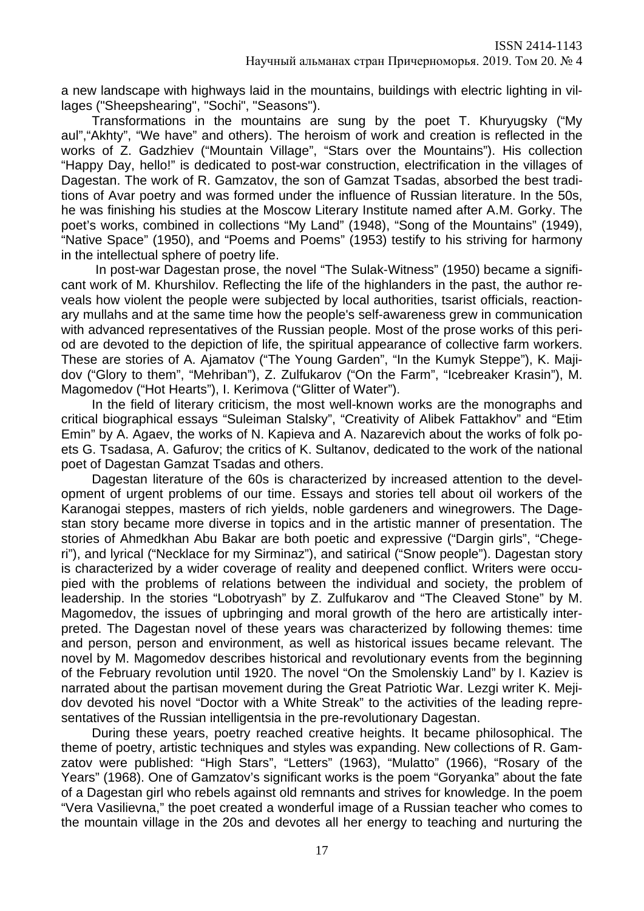a new landscape with highways laid in the mountains, buildings with electric lighting in villages ("Sheepshearing", "Sochi", "Seasons").

Transformations in the mountains are sung by the poet T. Khuryugsky (“My aul”,“Akhty”, “We have” and others). The heroism of work and creation is reflected in the works of Z. Gadzhiev (“Mountain Village”, “Stars over the Mountains”). His collection “Happy Day, hello!” is dedicated to post-war construction, electrification in the villages of Dagestan. The work of R. Gamzatov, the son of Gamzat Tsadas, absorbed the best traditions of Avar poetry and was formed under the influence of Russian literature. In the 50s, he was finishing his studies at the Moscow Literary Institute named after A.M. Gorky. The poet’s works, combined in collections “My Land” (1948), “Song of the Mountains” (1949), “Native Space” (1950), and “Poems and Poems” (1953) testify to his striving for harmony in the intellectual sphere of poetry life.

In post-war Dagestan prose, the novel “The Sulak-Witness” (1950) became a significant work of M. Khurshilov. Reflecting the life of the highlanders in the past, the author reveals how violent the people were subjected by local authorities, tsarist officials, reactionary mullahs and at the same time how the people's self-awareness grew in communication with advanced representatives of the Russian people. Most of the prose works of this period are devoted to the depiction of life, the spiritual appearance of collective farm workers. These are stories of A. Ajamatov (“The Young Garden”, “In the Kumyk Steppe”), K. Majidov (“Glory to them”, “Mehriban”), Z. Zulfukarov (“On the Farm”, “Icebreaker Krasin”), M. Magomedov (“Hot Hearts”), I. Kerimova (“Glitter of Water”).

In the field of literary criticism, the most well-known works are the monographs and critical biographical essays “Suleiman Stalsky”, “Creativity of Alibek Fattakhov” and “Etim Emin” by A. Agaev, the works of N. Kapieva and A. Nazarevich about the works of folk poets G. Tsadasa, A. Gafurov; the critics of K. Sultanov, dedicated to the work of the national poet of Dagestan Gamzat Tsadas and others.

Dagestan literature of the 60s is characterized by increased attention to the development of urgent problems of our time. Essays and stories tell about oil workers of the Karanogai steppes, masters of rich yields, noble gardeners and winegrowers. The Dagestan story became more diverse in topics and in the artistic manner of presentation. The stories of Ahmedkhan Abu Bakar are both poetic and expressive (“Dargin girls”, “Chegeri”), and lyrical (“Necklace for my Sirminaz”), and satirical (“Snow people”). Dagestan story is characterized by a wider coverage of reality and deepened conflict. Writers were occupied with the problems of relations between the individual and society, the problem of leadership. In the stories “Lobotryash” by Z. Zulfukarov and “The Cleaved Stone” by M. Magomedov, the issues of upbringing and moral growth of the hero are artistically interpreted. The Dagestan novel of these years was characterized by following themes: time and person, person and environment, as well as historical issues became relevant. The novel by M. Magomedov describes historical and revolutionary events from the beginning of the February revolution until 1920. The novel “On the Smolenskiy Land” by I. Kaziev is narrated about the partisan movement during the Great Patriotic War. Lezgi writer K. Mejidov devoted his novel “Doctor with a White Streak” to the activities of the leading representatives of the Russian intelligentsia in the pre-revolutionary Dagestan.

During these years, poetry reached creative heights. It became philosophical. The theme of poetry, artistic techniques and styles was expanding. New collections of R. Gamzatov were published: “High Stars”, “Letters” (1963), “Mulatto” (1966), “Rosary of the Years” (1968). One of Gamzatov’s significant works is the poem “Goryanka” about the fate of a Dagestan girl who rebels against old remnants and strives for knowledge. In the poem “Vera Vasilievna,” the poet created a wonderful image of a Russian teacher who comes to the mountain village in the 20s and devotes all her energy to teaching and nurturing the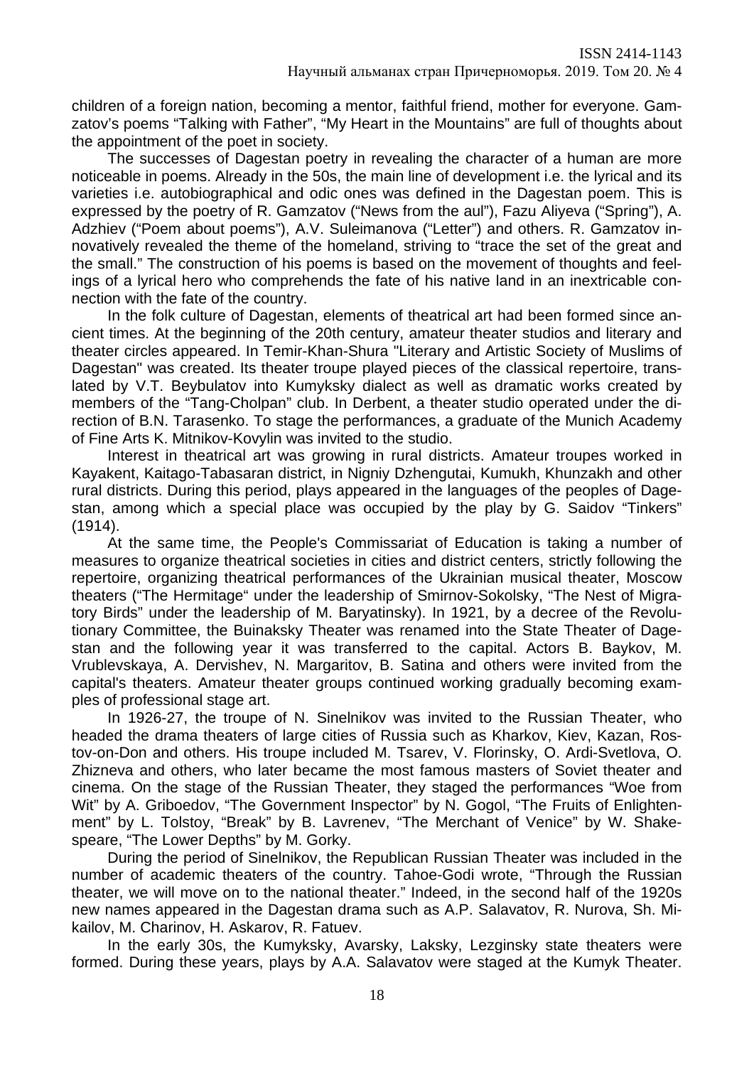children of a foreign nation, becoming a mentor, faithful friend, mother for everyone. Gamzatov's poems "Talking with Father", "My Heart in the Mountains" are full of thoughts about the appointment of the poet in society.

The successes of Dagestan poetry in revealing the character of a human are more noticeable in poems. Already in the 50s, the main line of development i.e. the lyrical and its varieties i.e. autobiographical and odic ones was defined in the Dagestan poem. This is expressed by the poetry of R. Gamzatov ("News from the aul"), Fazu Aliyeva ("Spring"), A. Adzhiev ("Poem about poems"), A.V. Suleimanova ("Letter") and others. R. Gamzatov innovatively revealed the theme of the homeland, striving to "trace the set of the great and the small." The construction of his poems is based on the movement of thoughts and feelings of a lyrical hero who comprehends the fate of his native land in an inextricable connection with the fate of the country.

In the folk culture of Dagestan, elements of theatrical art had been formed since ancient times. At the beginning of the 20th century, amateur theater studios and literary and theater circles appeared. In Temir-Khan-Shura "Literary and Artistic Society of Muslims of Dagestan" was created. Its theater troupe played pieces of the classical repertoire, translated by V.T. Beybulatov into Kumyksky dialect as well as dramatic works created by members of the "Tang-Cholpan" club. In Derbent, a theater studio operated under the direction of B.N. Tarasenko. To stage the performances, a graduate of the Munich Academy of Fine Arts K. Mitnikov-Kovylin was invited to the studio.

Interest in theatrical art was growing in rural districts. Amateur troupes worked in Kayakent, Kaitago-Tabasaran district, in Nigniy Dzhengutai, Kumukh, Khunzakh and other rural districts. During this period, plays appeared in the languages of the peoples of Dagestan, among which a special place was occupied by the play by G. Saidov "Tinkers" (1914).

At the same time, the People's Commissariat of Education is taking a number of measures to organize theatrical societies in cities and district centers, strictly following the repertoire, organizing theatrical performances of the Ukrainian musical theater, Moscow theaters ("The Hermitage" under the leadership of Smirnov-Sokolsky, "The Nest of Migratory Birds" under the leadership of M. Baryatinsky). In 1921, by a decree of the Revolutionary Committee, the Buinaksky Theater was renamed into the State Theater of Dagestan and the following year it was transferred to the capital. Actors B. Baykov, M. Vrublevskaya, A. Dervishev, N. Margaritov, B. Satina and others were invited from the capital's theaters. Amateur theater groups continued working gradually becoming examples of professional stage art.

In 1926-27, the troupe of N. Sinelnikov was invited to the Russian Theater, who headed the drama theaters of large cities of Russia such as Kharkov, Kiev, Kazan, Rostov-on-Don and others. His troupe included M. Tsarev, V. Florinsky, O. Ardi-Svetlova, O. Zhizneva and others, who later became the most famous masters of Soviet theater and cinema. On the stage of the Russian Theater, they staged the performances "Woe from Wit" by A. Griboedov, "The Government Inspector" by N. Gogol, "The Fruits of Enlightenment" by L. Tolstoy, "Break" by B. Lavrenev, "The Merchant of Venice" by W. Shakespeare, "The Lower Depths" by M. Gorky.

During the period of Sinelnikov, the Republican Russian Theater was included in the number of academic theaters of the country. Tahoe-Godi wrote, "Through the Russian theater, we will move on to the national theater." Indeed, in the second half of the 1920s new names appeared in the Dagestan drama such as A.P. Salavatov, R. Nurova, Sh. Mikailov, M. Charinov, H. Askarov, R. Fatuev.

In the early 30s, the Kumyksky, Avarsky, Laksky, Lezginsky state theaters were formed. During these years, plays by A.A. Salavatov were staged at the Kumyk Theater.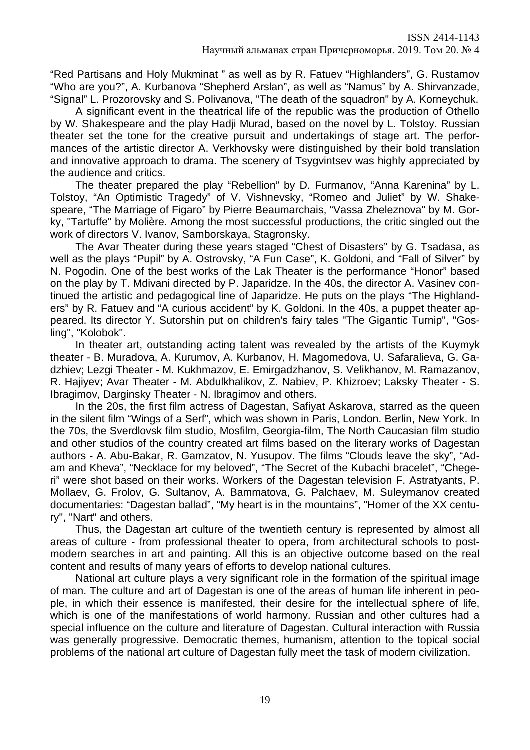“Red Partisans and Holy Mukminat ” as well as by R. Fatuev “Highlanders”, G. Rustamov “Who are you?”, A. Kurbanova “Shepherd Arslan”, as well as “Namus” by A. Shirvanzade, “Signal” L. Prozorovsky and S. Polivanova, "The death of the squadron" by A. Korneychuk.

A significant event in the theatrical life of the republic was the production of Othello by W. Shakespeare and the play Hadji Murad, based on the novel by L. Tolstoy. Russian theater set the tone for the creative pursuit and undertakings of stage art. The performances of the artistic director A. Verkhovsky were distinguished by their bold translation and innovative approach to drama. The scenery of Tsygvintsev was highly appreciated by the audience and critics.

The theater prepared the play “Rebellion” by D. Furmanov, “Anna Karenina” by L. Tolstoy, “An Optimistic Tragedy” of V. Vishnevsky, “Romeo and Juliet” by W. Shakespeare, “The Marriage of Figaro” by Pierre Beaumarchais, “Vassa Zheleznova" by M. Gorky, "Tartuffe" by Molière. Among the most successful productions, the critic singled out the work of directors V. Ivanov, Samborskaya, Stagronsky.

The Avar Theater during these years staged “Chest of Disasters” by G. Tsadasa, as well as the plays “Pupil” by A. Ostrovsky, “A Fun Case”, K. Goldoni, and “Fall of Silver” by N. Pogodin. One of the best works of the Lak Theater is the performance “Honor” based on the play by T. Mdivani directed by P. Japaridze. In the 40s, the director A. Vasinev continued the artistic and pedagogical line of Japaridze. He puts on the plays “The Highlanders” by R. Fatuev and “A curious accident” by K. Goldoni. In the 40s, a puppet theater appeared. Its director Y. Sutorshin put on children's fairy tales "The Gigantic Turnip", "Gosling", "Kolobok".

In theater art, outstanding acting talent was revealed by the artists of the Kuymyk theater - B. Muradova, A. Kurumov, A. Kurbanov, H. Magomedova, U. Safaralieva, G. Gadzhiev; Lezgi Theater - M. Kukhmazov, E. Emirgadzhanov, S. Velikhanov, M. Ramazanov, R. Hajiyev; Avar Theater - M. Abdulkhalikov, Z. Nabiev, P. Khizroev; Laksky Theater - S. Ibragimov, Darginsky Theater - N. Ibragimov and others.

In the 20s, the first film actress of Dagestan, Safiyat Askarova, starred as the queen in the silent film “Wings of a Serf”, which was shown in Paris, London. Berlin, New York. In the 70s, the Sverdlovsk film studio, Mosfilm, Georgia-film, The North Caucasian film studio and other studios of the country created art films based on the literary works of Dagestan authors - A. Abu-Bakar, R. Gamzatov, N. Yusupov. The films “Clouds leave the sky”, “Adam and Kheva”, “Necklace for my beloved”, “The Secret of the Kubachi bracelet”, “Chegeri” were shot based on their works. Workers of the Dagestan television F. Astratyants, P. Mollaev, G. Frolov, G. Sultanov, A. Bammatova, G. Palchaev, M. Suleymanov created documentaries: “Dagestan ballad”, “My heart is in the mountains", "Homer of the XX century", "Nart" and others.

Thus, the Dagestan art culture of the twentieth century is represented by almost all areas of culture - from professional theater to opera, from architectural schools to postmodern searches in art and painting. All this is an objective outcome based on the real content and results of many years of efforts to develop national cultures.

National art culture plays a very significant role in the formation of the spiritual image of man. The culture and art of Dagestan is one of the areas of human life inherent in people, in which their essence is manifested, their desire for the intellectual sphere of life, which is one of the manifestations of world harmony. Russian and other cultures had a special influence on the culture and literature of Dagestan. Cultural interaction with Russia was generally progressive. Democratic themes, humanism, attention to the topical social problems of the national art culture of Dagestan fully meet the task of modern civilization.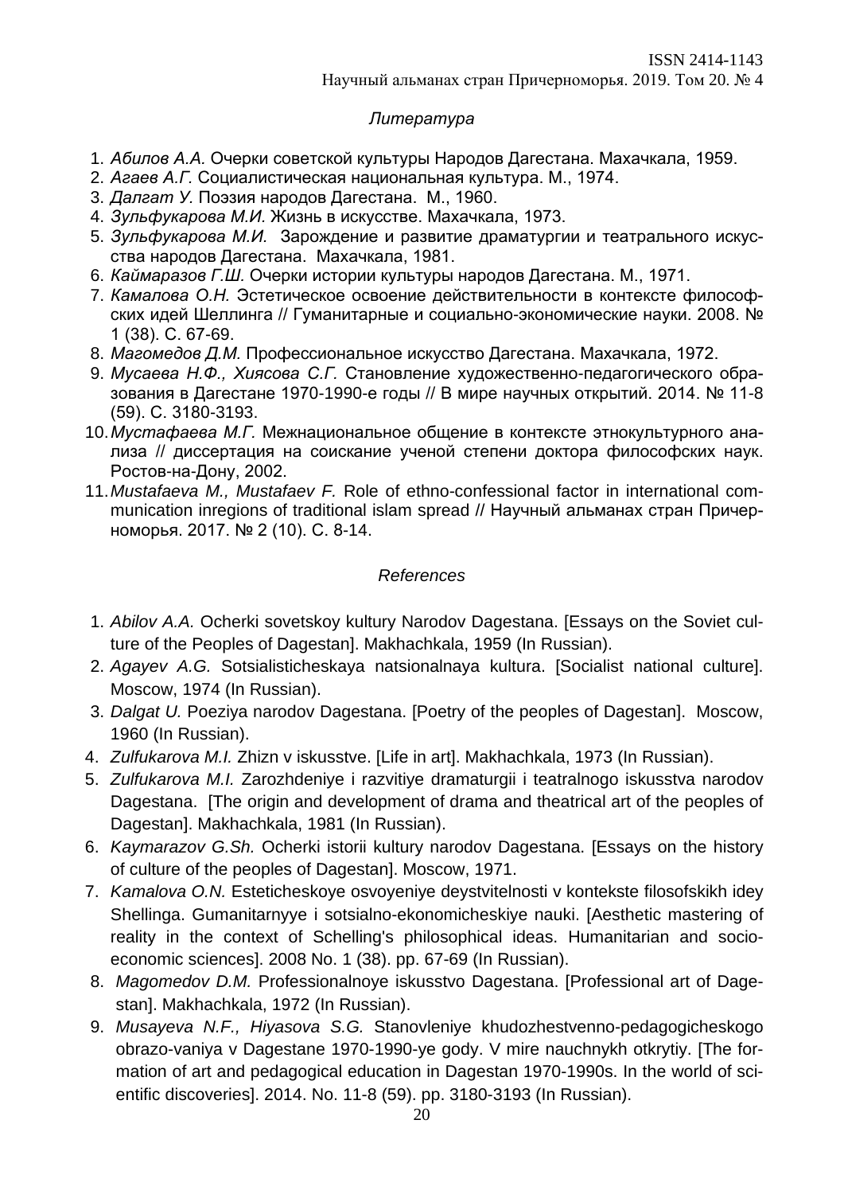*Литература*

1. *Абилов А.А.* Очерки советской культуры Народов Дагестана. Махачкала, 1959.
2. *Агаев А.Г.* Социалистическая национальная культура. М., 1974.
3. *Далгат У.* Поэзия народов Дагестана. М., 1960.
4. *Зульфукарова М.И.* Жизнь в искусстве. Махачкала, 1973.
5. *Зульфукарова М.И.* Зарождение и развитие драматургии и театрального искусства народов Дагестана. Махачкала, 1981.
6. *Каймаразов Г.Ш.* Очерки истории культуры народов Дагестана. М., 1971.
7. *Камалова О.Н.* Эстетическое освоение действительности в контексте философских идей Шеллинга // Гуманитарные и социально-экономические науки. 2008. № 1 (38). С. 67-69.
8. *Магомедов Д.М.* Профессиональное искусство Дагестана. Махачкала, 1972.
9. *Мусаева Н.Ф., Хиясова С.Г.* Становление художественно-педагогического образования в Дагестане 1970-1990-е годы // В мире научных открытий. 2014. № 11-8 (59). С. 3180-3193.
10. *Мустафаева М.Г.* Межнациональное общение в контексте этнокультурного анализа // диссертация на соискание ученой степени доктора философских наук. Ростов-на-Дону, 2002.
11. *Mustafaeva M., Mustafaev F.* Role of ethno-confessional factor in international communication inregions of traditional islam spread // Научный альманах стран Причерноморья. 2017. № 2 (10). С. 8-14.

*References*

1. *Abilov A.A.* Ocherki sovetskoy kultury Narodov Dagestana. [Essays on the Soviet culture of the Peoples of Dagestan]. Makhachkala, 1959 (In Russian).
2. *Agayev A.G.* Sotsialisticheskaya natsionalnaya kultura. [Socialist national culture]. Moscow, 1974 (In Russian).
3. *Dalgat U.* Poeziya narodov Dagestana. [Poetry of the peoples of Dagestan]. Moscow, 1960 (In Russian).
4. *Zulfukarova M.I.* Zhizn v iskusstve. [Life in art]. Makhachkala, 1973 (In Russian).
5. *Zulfukarova M.I.* Zarozhdeniye i razvitiye dramaturgii i teatralnogo iskusstva narodov Dagestana. [The origin and development of drama and theatrical art of the peoples of Dagestan]. Makhachkala, 1981 (In Russian).
6. *Kaymarazov G.Sh.* Ocherki istorii kultury narodov Dagestana. [Essays on the history of culture of the peoples of Dagestan]. Moscow, 1971.
7. *Kamalova O.N.* Esteticheskoye osvoyeniye deystvitelnosti v kontekste filosofskikh idey Shellinga. Gumanitarnyye i sotsialno-ekonomicheskiye nauki. [Aesthetic mastering of reality in the context of Schelling's philosophical ideas. Humanitarian and socio-economic sciences]. 2008 No. 1 (38). pp. 67-69 (In Russian).
8. *Magomedov D.M.* Professionalnoye iskusstvo Dagestana. [Professional art of Dagestan]. Makhachkala, 1972 (In Russian).
9. *Musayeva N.F., Hiyasova S.G.* Stanovleniye khudozhestvenno-pedagogicheskogo obrazo-vaniya v Dagestane 1970-1990-ye gody. V mire nauchnykh otkrytiy. [The formation of art and pedagogical education in Dagestan 1970-1990s. In the world of scientific discoveries]. 2014. No. 11-8 (59). pp. 3180-3193 (In Russian).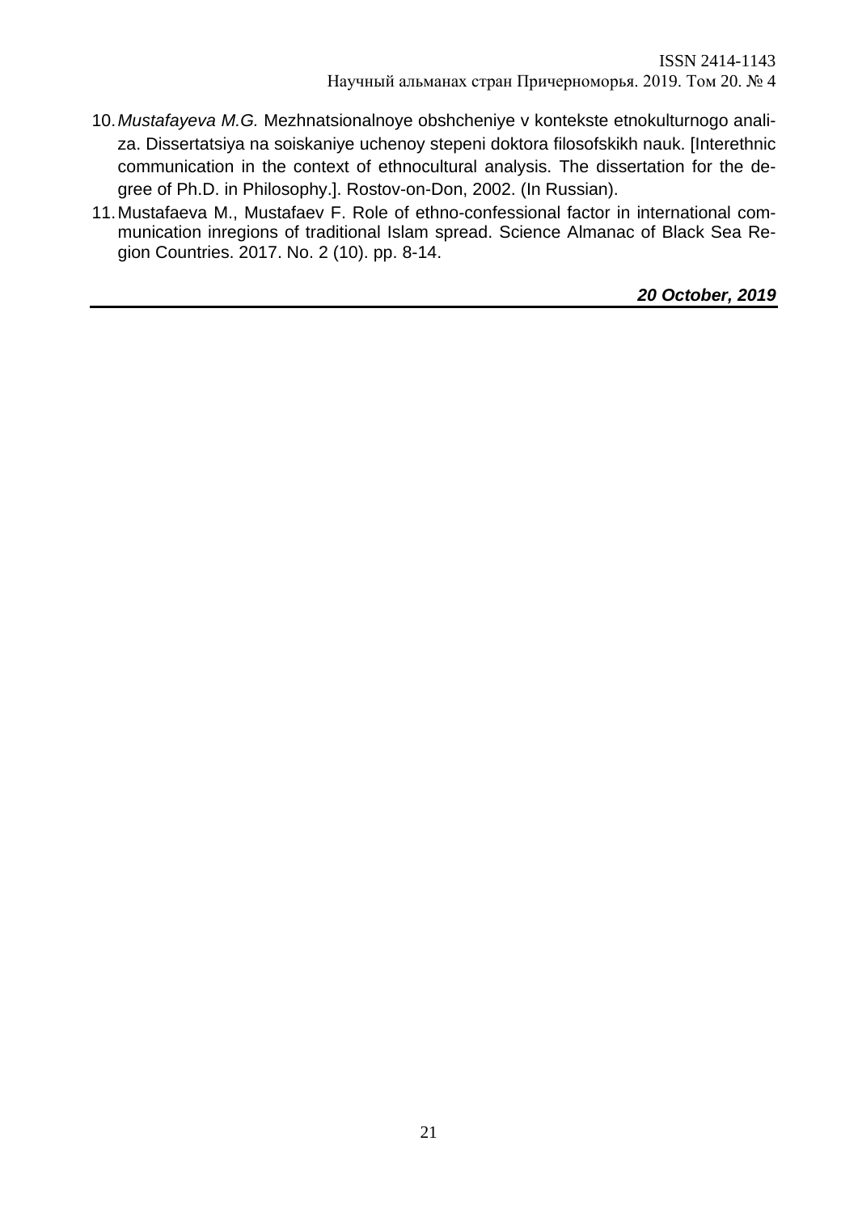10. *Mustafayeva M.G.* Mezhnatsionalnoye obshcheniye v kontekste etnokulturnogo analiza. Dissertatsiya na soiskaniye uchenoy stepeni doktora filosofskikh nauk. [Interethnic communication in the context of ethnocultural analysis. The dissertation for the degree of Ph.D. in Philosophy.]. Rostov-on-Don, 2002. (In Russian).
11. Mustafaeva M., Mustafaev F. Role of ethno-confessional factor in international communication inregions of traditional Islam spread. Science Almanac of Black Sea Region Countries. 2017. No. 2 (10). pp. 8-14.

***20 October, 2019***